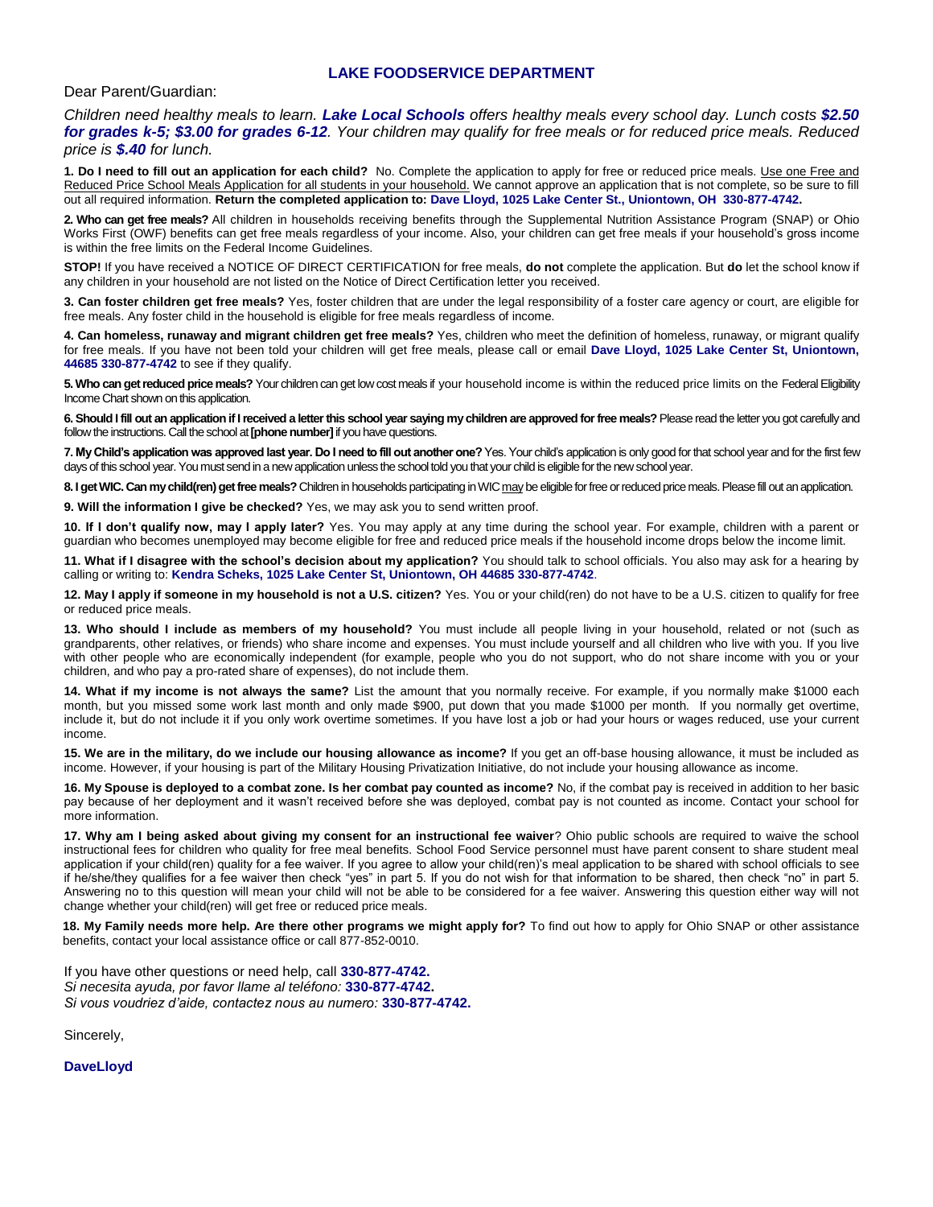## LAKE FOODSERVICE DEPARTMENT

Dear Parent/Guardian:

*Children need healthy meals to learn.* ***Lake Local Schools*** *offers healthy meals every school day. Lunch costs* ***$2.50 for grades k-5; $3.00 for grades 6-12****. Your children may qualify for free meals or for reduced price meals. Reduced price is* ***$.40*** *for lunch.*

**1. Do I need to fill out an application for each child?** No. Complete the application to apply for free or reduced price meals. Use one Free and Reduced Price School Meals Application for all students in your household. We cannot approve an application that is not complete, so be sure to fill out all required information. **Return the completed application to: Dave Lloyd, 1025 Lake Center St., Uniontown, OH 330-877-4742.**

**2. Who can get free meals?** All children in households receiving benefits through the Supplemental Nutrition Assistance Program (SNAP) or Ohio Works First (OWF) benefits can get free meals regardless of your income. Also, your children can get free meals if your household's gross income is within the free limits on the Federal Income Guidelines.

**STOP!** If you have received a NOTICE OF DIRECT CERTIFICATION for free meals, **do not** complete the application. But **do** let the school know if any children in your household are not listed on the Notice of Direct Certification letter you received.

**3. Can foster children get free meals?** Yes, foster children that are under the legal responsibility of a foster care agency or court, are eligible for free meals. Any foster child in the household is eligible for free meals regardless of income.

**4. Can homeless, runaway and migrant children get free meals?** Yes, children who meet the definition of homeless, runaway, or migrant qualify for free meals. If you have not been told your children will get free meals, please call or email **Dave Lloyd, 1025 Lake Center St, Uniontown, 44685 330-877-4742** to see if they qualify.

**5. Who can get reduced price meals?** Your children can get low cost meals if your household income is within the reduced price limits on the Federal Eligibility Income Chart shown on this application.

**6. Should I fill out an application if I received a letter this school year saying my children are approved for free meals?** Please read the letter you got carefully and follow the instructions. Call the school at **[phone number]** if you have questions.

**7. My Child's application was approved last year. Do I need to fill out another one?** Yes. Your child's application is only good for that school year and for the first few days of this school year. You must send in a new application unless the school told you that your child is eligible for the new school year.

**8. I get WIC. Can my child(ren) get free meals?** Children in households participating in WIC may be eligible for free or reduced price meals. Please fill out an application.

**9. Will the information I give be checked?** Yes, we may ask you to send written proof.

**10. If I don't qualify now, may I apply later?** Yes. You may apply at any time during the school year. For example, children with a parent or guardian who becomes unemployed may become eligible for free and reduced price meals if the household income drops below the income limit.

**11. What if I disagree with the school's decision about my application?** You should talk to school officials. You also may ask for a hearing by calling or writing to: **Kendra Scheks, 1025 Lake Center St, Uniontown, OH 44685 330-877-4742**.

**12. May I apply if someone in my household is not a U.S. citizen?** Yes. You or your child(ren) do not have to be a U.S. citizen to qualify for free or reduced price meals.

**13. Who should I include as members of my household?** You must include all people living in your household, related or not (such as grandparents, other relatives, or friends) who share income and expenses. You must include yourself and all children who live with you. If you live with other people who are economically independent (for example, people who you do not support, who do not share income with you or your children, and who pay a pro-rated share of expenses), do not include them.

**14. What if my income is not always the same?** List the amount that you normally receive. For example, if you normally make $1000 each month, but you missed some work last month and only made $900, put down that you made $1000 per month. If you normally get overtime, include it, but do not include it if you only work overtime sometimes. If you have lost a job or had your hours or wages reduced, use your current income.

**15. We are in the military, do we include our housing allowance as income?** If you get an off-base housing allowance, it must be included as income. However, if your housing is part of the Military Housing Privatization Initiative, do not include your housing allowance as income.

**16. My Spouse is deployed to a combat zone. Is her combat pay counted as income?** No, if the combat pay is received in addition to her basic pay because of her deployment and it wasn't received before she was deployed, combat pay is not counted as income. Contact your school for more information.

**17. Why am I being asked about giving my consent for an instructional fee waiver**? Ohio public schools are required to waive the school instructional fees for children who quality for free meal benefits. School Food Service personnel must have parent consent to share student meal application if your child(ren) quality for a fee waiver. If you agree to allow your child(ren)'s meal application to be shared with school officials to see if he/she/they qualifies for a fee waiver then check "yes" in part 5. If you do not wish for that information to be shared, then check "no" in part 5. Answering no to this question will mean your child will not be able to be considered for a fee waiver. Answering this question either way will not change whether your child(ren) will get free or reduced price meals.

**18. My Family needs more help. Are there other programs we might apply for?** To find out how to apply for Ohio SNAP or other assistance benefits, contact your local assistance office or call 877-852-0010.

If you have other questions or need help, call **330-877-4742.**
*Si necesita ayuda, por favor llame al teléfono:* **330-877-4742.**
*Si vous voudriez d'aide, contactez nous au numero:* **330-877-4742.**

Sincerely,

**DaveLloyd**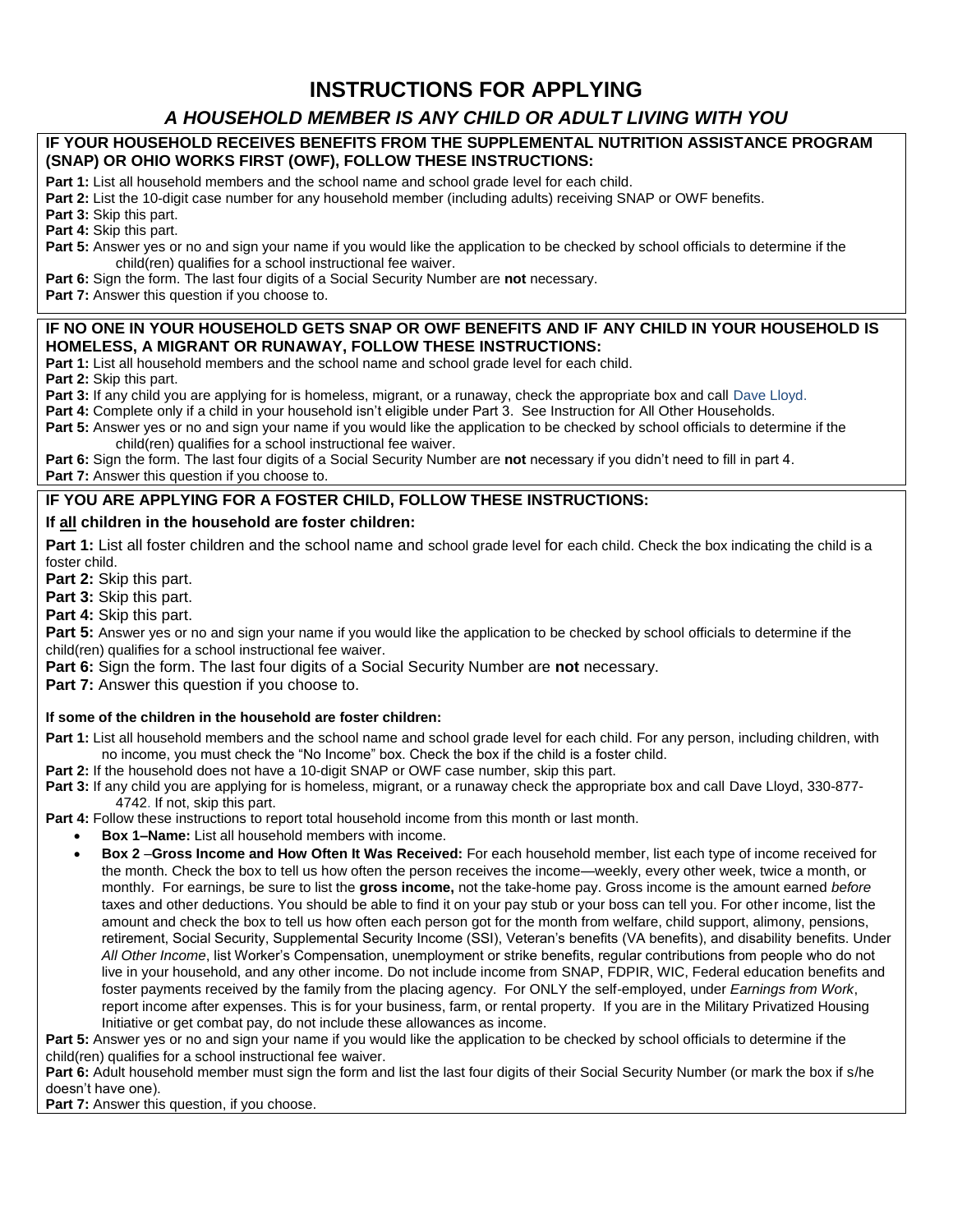# INSTRUCTIONS FOR APPLYING

## *A HOUSEHOLD MEMBER IS ANY CHILD OR ADULT LIVING WITH YOU*

### IF YOUR HOUSEHOLD RECEIVES BENEFITS FROM THE SUPPLEMENTAL NUTRITION ASSISTANCE PROGRAM (SNAP) OR OHIO WORKS FIRST (OWF), FOLLOW THESE INSTRUCTIONS:

**Part 1:** List all household members and the school name and school grade level for each child.

**Part 2:** List the 10-digit case number for any household member (including adults) receiving SNAP or OWF benefits.

**Part 3:** Skip this part.

**Part 4:** Skip this part.

**Part 5:** Answer yes or no and sign your name if you would like the application to be checked by school officials to determine if the child(ren) qualifies for a school instructional fee waiver.

**Part 6:** Sign the form. The last four digits of a Social Security Number are **not** necessary.

**Part 7:** Answer this question if you choose to.

### IF NO ONE IN YOUR HOUSEHOLD GETS SNAP OR OWF BENEFITS AND IF ANY CHILD IN YOUR HOUSEHOLD IS HOMELESS, A MIGRANT OR RUNAWAY, FOLLOW THESE INSTRUCTIONS:

**Part 1:** List all household members and the school name and school grade level for each child.

**Part 2:** Skip this part.

**Part 3:** If any child you are applying for is homeless, migrant, or a runaway, check the appropriate box and call Dave Lloyd.

**Part 4:** Complete only if a child in your household isn't eligible under Part 3. See Instruction for All Other Households.

**Part 5:** Answer yes or no and sign your name if you would like the application to be checked by school officials to determine if the child(ren) qualifies for a school instructional fee waiver.

**Part 6:** Sign the form. The last four digits of a Social Security Number are **not** necessary if you didn't need to fill in part 4.

**Part 7:** Answer this question if you choose to.

### IF YOU ARE APPLYING FOR A FOSTER CHILD, FOLLOW THESE INSTRUCTIONS:

#### If all children in the household are foster children:

**Part 1:** List all foster children and the school name and school grade level for each child. Check the box indicating the child is a foster child.

**Part 2:** Skip this part.

**Part 3:** Skip this part.

**Part 4:** Skip this part.

**Part 5:** Answer yes or no and sign your name if you would like the application to be checked by school officials to determine if the child(ren) qualifies for a school instructional fee waiver.

**Part 6:** Sign the form. The last four digits of a Social Security Number are **not** necessary.

**Part 7:** Answer this question if you choose to.

#### If some of the children in the household are foster children:

**Part 1:** List all household members and the school name and school grade level for each child. For any person, including children, with no income, you must check the "No Income" box. Check the box if the child is a foster child.

**Part 2:** If the household does not have a 10-digit SNAP or OWF case number, skip this part.

**Part 3:** If any child you are applying for is homeless, migrant, or a runaway check the appropriate box and call Dave Lloyd, 330-877-4742. If not, skip this part.

**Part 4:** Follow these instructions to report total household income from this month or last month.

- **Box 1–Name:** List all household members with income.
- **Box 2 –Gross Income and How Often It Was Received:** For each household member, list each type of income received for the month. Check the box to tell us how often the person receives the income—weekly, every other week, twice a month, or monthly. For earnings, be sure to list the **gross income,** not the take-home pay. Gross income is the amount earned *before* taxes and other deductions. You should be able to find it on your pay stub or your boss can tell you. For other income, list the amount and check the box to tell us how often each person got for the month from welfare, child support, alimony, pensions, retirement, Social Security, Supplemental Security Income (SSI), Veteran's benefits (VA benefits), and disability benefits. Under *All Other Income*, list Worker's Compensation, unemployment or strike benefits, regular contributions from people who do not live in your household, and any other income. Do not include income from SNAP, FDPIR, WIC, Federal education benefits and foster payments received by the family from the placing agency. For ONLY the self-employed, under *Earnings from Work*, report income after expenses. This is for your business, farm, or rental property. If you are in the Military Privatized Housing Initiative or get combat pay, do not include these allowances as income.

**Part 5:** Answer yes or no and sign your name if you would like the application to be checked by school officials to determine if the child(ren) qualifies for a school instructional fee waiver.

**Part 6:** Adult household member must sign the form and list the last four digits of their Social Security Number (or mark the box if s/he doesn't have one).

**Part 7:** Answer this question, if you choose.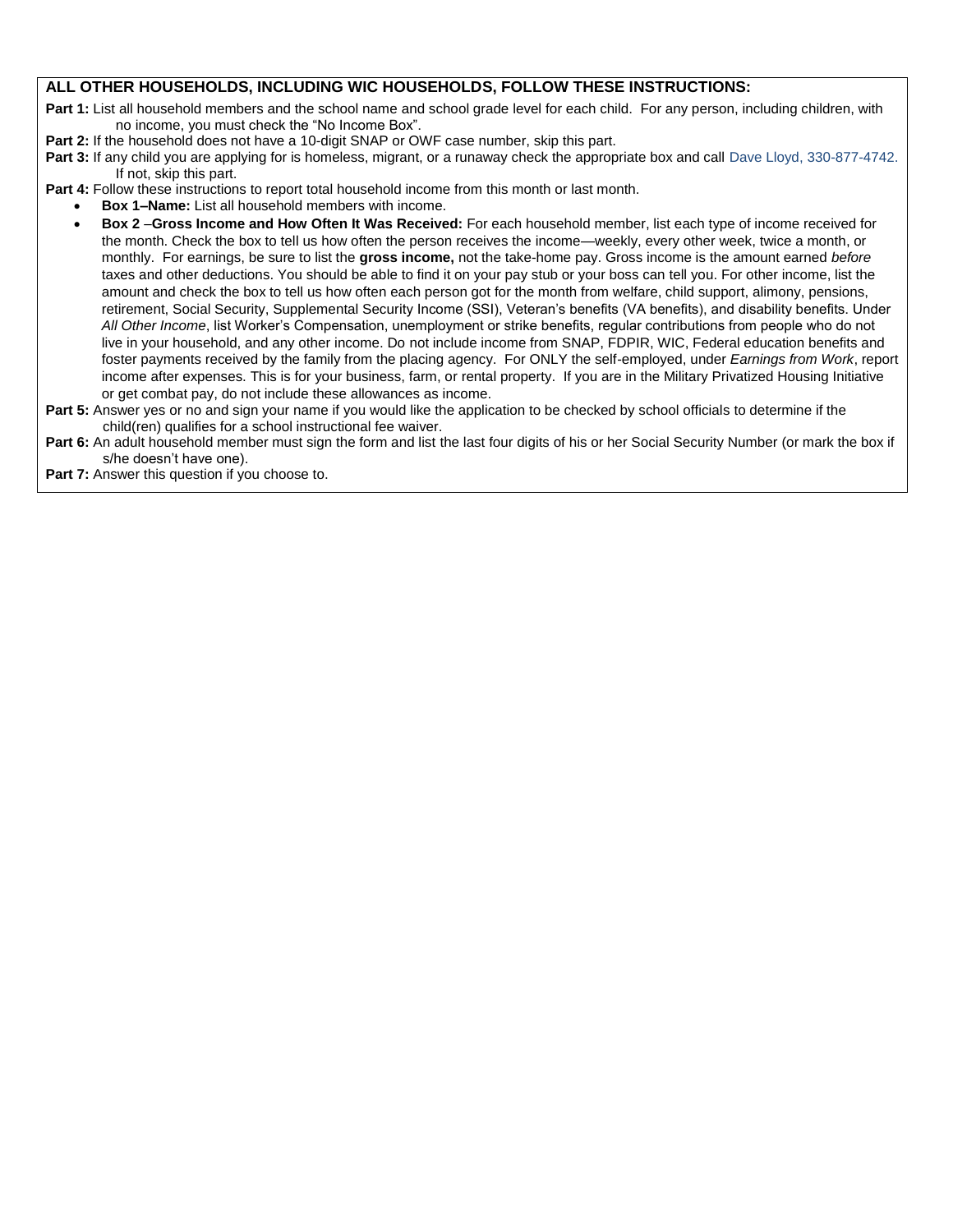## ALL OTHER HOUSEHOLDS, INCLUDING WIC HOUSEHOLDS, FOLLOW THESE INSTRUCTIONS:

**Part 1:** List all household members and the school name and school grade level for each child. For any person, including children, with no income, you must check the "No Income Box".

**Part 2:** If the household does not have a 10-digit SNAP or OWF case number, skip this part.

**Part 3:** If any child you are applying for is homeless, migrant, or a runaway check the appropriate box and call Dave Lloyd, 330-877-4742. If not, skip this part.

**Part 4:** Follow these instructions to report total household income from this month or last month.

- **Box 1–Name:** List all household members with income.
- **Box 2** –**Gross Income and How Often It Was Received:** For each household member, list each type of income received for the month. Check the box to tell us how often the person receives the income—weekly, every other week, twice a month, or monthly. For earnings, be sure to list the **gross income,** not the take-home pay. Gross income is the amount earned *before* taxes and other deductions. You should be able to find it on your pay stub or your boss can tell you. For other income, list the amount and check the box to tell us how often each person got for the month from welfare, child support, alimony, pensions, retirement, Social Security, Supplemental Security Income (SSI), Veteran's benefits (VA benefits), and disability benefits. Under *All Other Income*, list Worker's Compensation, unemployment or strike benefits, regular contributions from people who do not live in your household, and any other income. Do not include income from SNAP, FDPIR, WIC, Federal education benefits and foster payments received by the family from the placing agency. For ONLY the self-employed, under *Earnings from Work*, report income after expenses. This is for your business, farm, or rental property. If you are in the Military Privatized Housing Initiative or get combat pay, do not include these allowances as income.

**Part 5:** Answer yes or no and sign your name if you would like the application to be checked by school officials to determine if the child(ren) qualifies for a school instructional fee waiver.

**Part 6:** An adult household member must sign the form and list the last four digits of his or her Social Security Number (or mark the box if s/he doesn't have one).

**Part 7:** Answer this question if you choose to.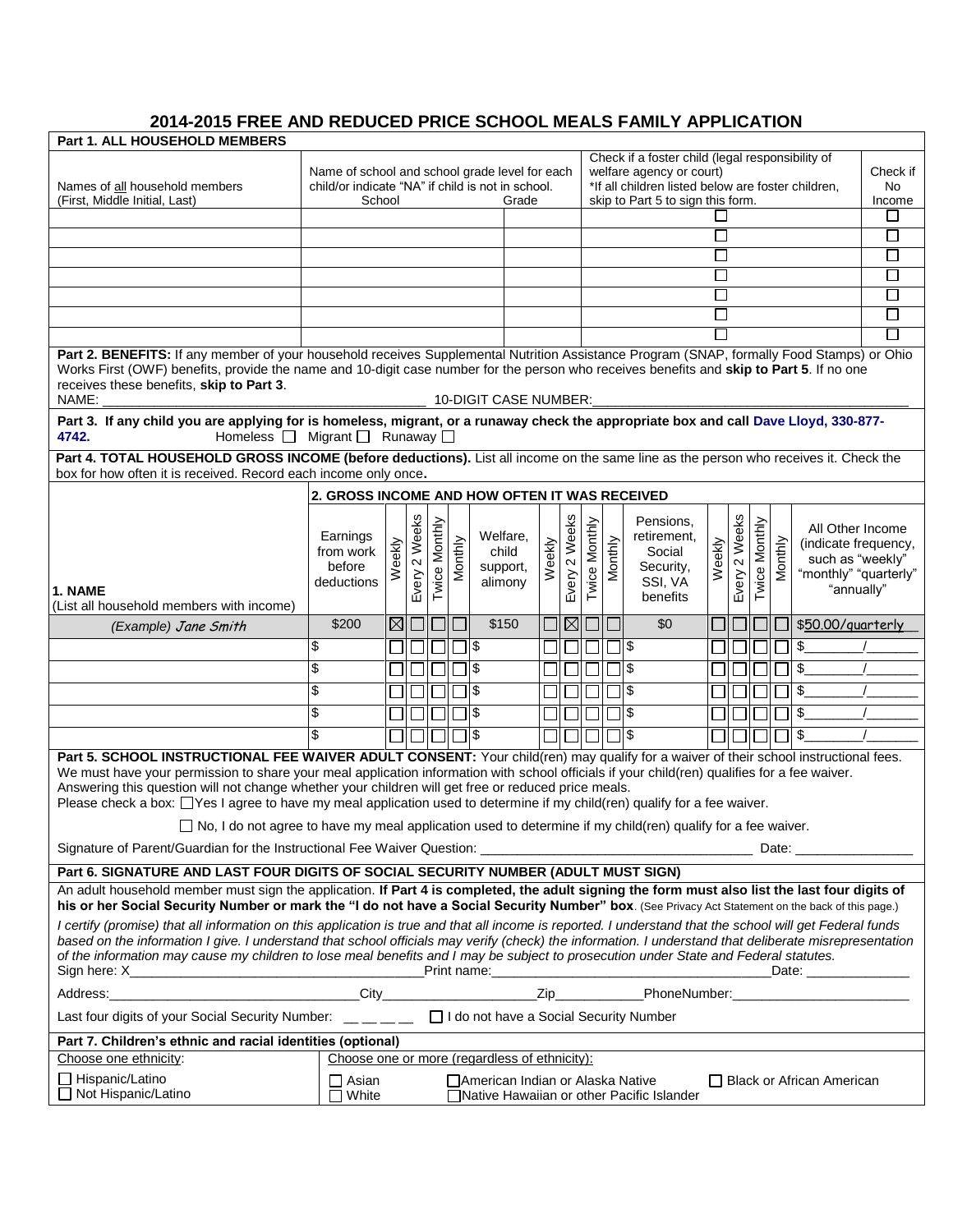# 2014-2015 FREE AND REDUCED PRICE SCHOOL MEALS FAMILY APPLICATION

## Part 1. ALL HOUSEHOLD MEMBERS

| Names of all household members (First, Middle Initial, Last) | Name of school and school grade level for each child/or indicate "NA" if child is not in school. School | Grade | Check if a foster child (legal responsibility of welfare agency or court) *If all children listed below are foster children, skip to Part 5 to sign this form. | Check if No Income |
|---|---|---|---|---|
| | | | ☐ | ☐ |
| | | | ☐ | ☐ |
| | | | ☐ | ☐ |
| | | | ☐ | ☐ |
| | | | ☐ | ☐ |
| | | | ☐ | ☐ |
| | | | ☐ | ☐ |

**Part 2. BENEFITS:** If any member of your household receives Supplemental Nutrition Assistance Program (SNAP, formally Food Stamps) or Ohio Works First (OWF) benefits, provide the name and 10-digit case number for the person who receives benefits and **skip to Part 5**. If no one receives these benefits, **skip to Part 3**.

NAME: ______________________________ 10-DIGIT CASE NUMBER: ______________________________

**Part 3. If any child you are applying for is homeless, migrant, or a runaway check the appropriate box and call Dave Lloyd, 330-877-4742.** Homeless ☐ Migrant ☐ Runaway ☐

**Part 4. TOTAL HOUSEHOLD GROSS INCOME (before deductions).** List all income on the same line as the person who receives it. Check the box for how often it is received. Record each income only once**.**

| 1. NAME (List all household members with income) | 2. GROSS INCOME AND HOW OFTEN IT WAS RECEIVED: Earnings from work before deductions | Weekly | Every 2 Weeks | Twice Monthly | Monthly | Welfare, child support, alimony | Weekly | Every 2 Weeks | Twice Monthly | Monthly | Pensions, retirement, Social Security, SSI, VA benefits | Weekly | Every 2 Weeks | Twice Monthly | Monthly | All Other Income (indicate frequency, such as "weekly" "monthly" "quarterly" "annually") |
|---|---|---|---|---|---|---|---|---|---|---|---|---|---|---|---|---|
| *(Example) Jane Smith* | $200 | ☒ | ☐ | ☐ | ☐ | $150 | ☐ | ☒ | ☐ | ☐ | $0 | ☐ | ☐ | ☐ | ☐ | $50.00/quarterly |
| | $ | ☐ | ☐ | ☐ | ☐ | $ | ☐ | ☐ | ☐ | ☐ | $ | ☐ | ☐ | ☐ | ☐ | $_____/_____ |
| | $ | ☐ | ☐ | ☐ | ☐ | $ | ☐ | ☐ | ☐ | ☐ | $ | ☐ | ☐ | ☐ | ☐ | $_____/_____ |
| | $ | ☐ | ☐ | ☐ | ☐ | $ | ☐ | ☐ | ☐ | ☐ | $ | ☐ | ☐ | ☐ | ☐ | $_____/_____ |
| | $ | ☐ | ☐ | ☐ | ☐ | $ | ☐ | ☐ | ☐ | ☐ | $ | ☐ | ☐ | ☐ | ☐ | $_____/_____ |
| | $ | ☐ | ☐ | ☐ | ☐ | $ | ☐ | ☐ | ☐ | ☐ | $ | ☐ | ☐ | ☐ | ☐ | $_____/_____ |

**Part 5. SCHOOL INSTRUCTIONAL FEE WAIVER ADULT CONSENT:** Your child(ren) may qualify for a waiver of their school instructional fees. We must have your permission to share your meal application information with school officials if your child(ren) qualifies for a fee waiver. Answering this question will not change whether your children will get free or reduced price meals.

Please check a box: ☐ Yes I agree to have my meal application used to determine if my child(ren) qualify for a fee waiver.

☐ No, I do not agree to have my meal application used to determine if my child(ren) qualify for a fee waiver.

Signature of Parent/Guardian for the Instructional Fee Waiver Question: ______________________________ Date: ______________

**Part 6. SIGNATURE AND LAST FOUR DIGITS OF SOCIAL SECURITY NUMBER (ADULT MUST SIGN)**

An adult household member must sign the application. **If Part 4 is completed, the adult signing the form must also list the last four digits of his or her Social Security Number or mark the "I do not have a Social Security Number" box**. (See Privacy Act Statement on the back of this page.)

*I certify (promise) that all information on this application is true and that all income is reported. I understand that the school will get Federal funds based on the information I give. I understand that school officials may verify (check) the information. I understand that deliberate misrepresentation of the information may cause my children to lose meal benefits and I may be subject to prosecution under State and Federal statutes.*

Sign here: X______________________________ Print name: ______________________________ Date: ______________

Address: ______________________________ City ______________ Zip __________ PhoneNumber: ______________________

Last four digits of your Social Security Number: __ __ __ __ ☐ I do not have a Social Security Number

**Part 7. Children's ethnic and racial identities (optional)**

| Choose one ethnicity: | Choose one or more (regardless of ethnicity): | | |
|---|---|---|---|
| ☐ Hispanic/Latino | ☐ Asian | ☐ American Indian or Alaska Native | ☐ Black or African American |
| ☐ Not Hispanic/Latino | ☐ White | ☐ Native Hawaiian or other Pacific Islander | |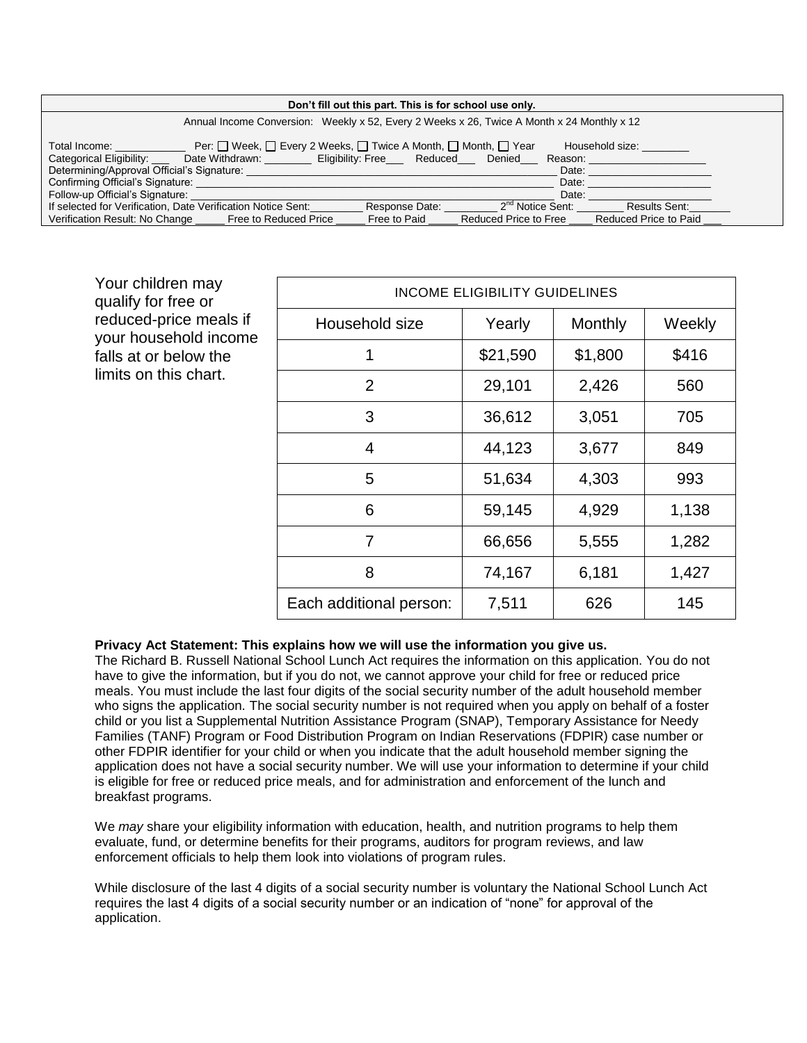**Don't fill out this part. This is for school use only.**

Annual Income Conversion: Weekly x 52, Every 2 Weeks x 26, Twice A Month x 24 Monthly x 12

Total Income: ____________ Per: ☐ Week, ☐ Every 2 Weeks, ☐ Twice A Month, ☐ Month, ☐ Year Household size: ________

Categorical Eligibility: ___ Date Withdrawn: ________ Eligibility: Free___ Reduced___ Denied___ Reason: ____________________

Determining/Approval Official's Signature: ______________________________________________________ Date: ____________________

Confirming Official's Signature: ______________________________________________________ Date: ____________________

Follow-up Official's Signature: ______________________________________________________ Date: ____________________

If selected for Verification, Date Verification Notice Sent:________ Response Date: _________ 2nd Notice Sent: ________ Results Sent:_______

Verification Result: No Change _____ Free to Reduced Price _____ Free to Paid _____ Reduced Price to Free ____ Reduced Price to Paid ___

Your children may qualify for free or reduced-price meals if your household income falls at or below the limits on this chart.

| INCOME ELIGIBILITY GUIDELINES | | | |
|---|---|---|---|
| Household size | Yearly | Monthly | Weekly |
| 1 | $21,590 | $1,800 | $416 |
| 2 | 29,101 | 2,426 | 560 |
| 3 | 36,612 | 3,051 | 705 |
| 4 | 44,123 | 3,677 | 849 |
| 5 | 51,634 | 4,303 | 993 |
| 6 | 59,145 | 4,929 | 1,138 |
| 7 | 66,656 | 5,555 | 1,282 |
| 8 | 74,167 | 6,181 | 1,427 |
| Each additional person: | 7,511 | 626 | 145 |

**Privacy Act Statement: This explains how we will use the information you give us.**

The Richard B. Russell National School Lunch Act requires the information on this application. You do not have to give the information, but if you do not, we cannot approve your child for free or reduced price meals. You must include the last four digits of the social security number of the adult household member who signs the application. The social security number is not required when you apply on behalf of a foster child or you list a Supplemental Nutrition Assistance Program (SNAP), Temporary Assistance for Needy Families (TANF) Program or Food Distribution Program on Indian Reservations (FDPIR) case number or other FDPIR identifier for your child or when you indicate that the adult household member signing the application does not have a social security number. We will use your information to determine if your child is eligible for free or reduced price meals, and for administration and enforcement of the lunch and breakfast programs.

We *may* share your eligibility information with education, health, and nutrition programs to help them evaluate, fund, or determine benefits for their programs, auditors for program reviews, and law enforcement officials to help them look into violations of program rules.

While disclosure of the last 4 digits of a social security number is voluntary the National School Lunch Act requires the last 4 digits of a social security number or an indication of "none" for approval of the application.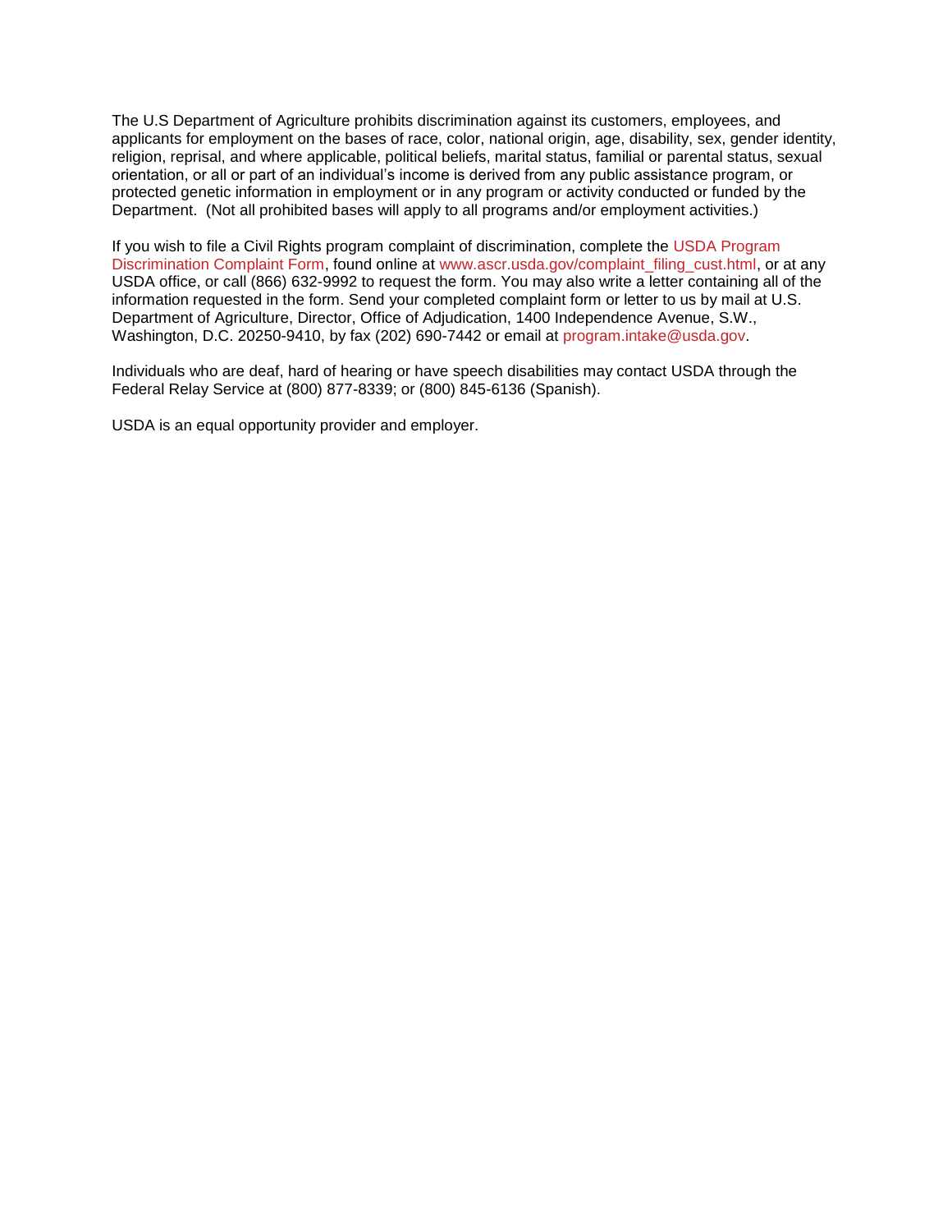The U.S Department of Agriculture prohibits discrimination against its customers, employees, and applicants for employment on the bases of race, color, national origin, age, disability, sex, gender identity, religion, reprisal, and where applicable, political beliefs, marital status, familial or parental status, sexual orientation, or all or part of an individual's income is derived from any public assistance program, or protected genetic information in employment or in any program or activity conducted or funded by the Department. (Not all prohibited bases will apply to all programs and/or employment activities.)

If you wish to file a Civil Rights program complaint of discrimination, complete the USDA Program Discrimination Complaint Form, found online at www.ascr.usda.gov/complaint_filing_cust.html, or at any USDA office, or call (866) 632-9992 to request the form. You may also write a letter containing all of the information requested in the form. Send your completed complaint form or letter to us by mail at U.S. Department of Agriculture, Director, Office of Adjudication, 1400 Independence Avenue, S.W., Washington, D.C. 20250-9410, by fax (202) 690-7442 or email at program.intake@usda.gov.

Individuals who are deaf, hard of hearing or have speech disabilities may contact USDA through the Federal Relay Service at (800) 877-8339; or (800) 845-6136 (Spanish).

USDA is an equal opportunity provider and employer.